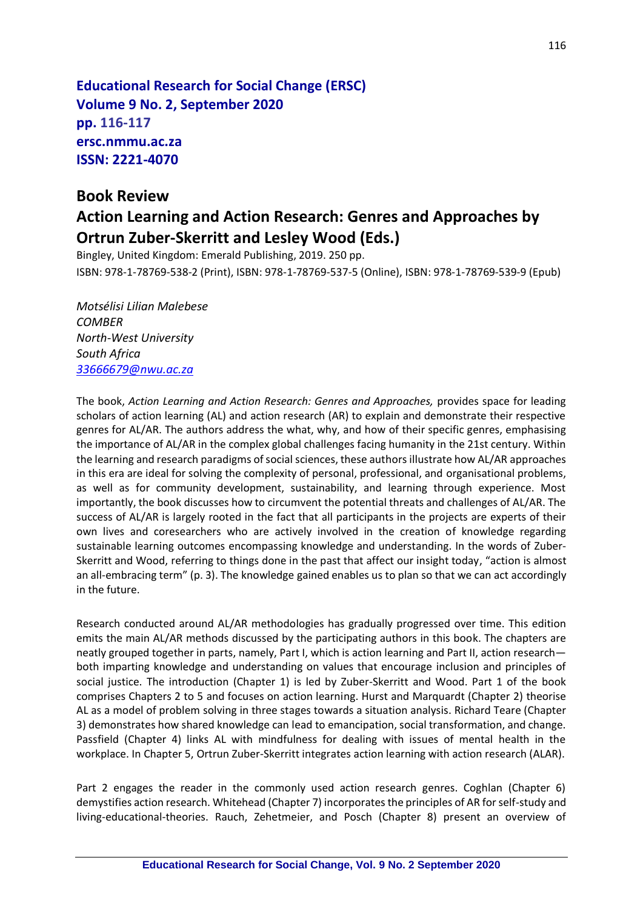**Educational Research for Social Change (ERSC)**
**Volume 9 No. 2, September 2020**
**pp. 116-117**
**ersc.nmmu.ac.za**
**ISSN: 2221-4070**

# Book Review

## Action Learning and Action Research: Genres and Approaches by Ortrun Zuber-Skerritt and Lesley Wood (Eds.)

Bingley, United Kingdom: Emerald Publishing, 2019. 250 pp.
ISBN: 978-1-78769-538-2 (Print), ISBN: 978-1-78769-537-5 (Online), ISBN: 978-1-78769-539-9 (Epub)

*Motsélisi Lilian Malebese*
*COMBER*
*North-West University*
*South Africa*
*33666679@nwu.ac.za*

The book, *Action Learning and Action Research: Genres and Approaches,* provides space for leading scholars of action learning (AL) and action research (AR) to explain and demonstrate their respective genres for AL/AR. The authors address the what, why, and how of their specific genres, emphasising the importance of AL/AR in the complex global challenges facing humanity in the 21st century. Within the learning and research paradigms of social sciences, these authors illustrate how AL/AR approaches in this era are ideal for solving the complexity of personal, professional, and organisational problems, as well as for community development, sustainability, and learning through experience. Most importantly, the book discusses how to circumvent the potential threats and challenges of AL/AR. The success of AL/AR is largely rooted in the fact that all participants in the projects are experts of their own lives and coresearchers who are actively involved in the creation of knowledge regarding sustainable learning outcomes encompassing knowledge and understanding. In the words of Zuber-Skerritt and Wood, referring to things done in the past that affect our insight today, "action is almost an all-embracing term" (p. 3). The knowledge gained enables us to plan so that we can act accordingly in the future.

Research conducted around AL/AR methodologies has gradually progressed over time. This edition emits the main AL/AR methods discussed by the participating authors in this book. The chapters are neatly grouped together in parts, namely, Part I, which is action learning and Part II, action research—both imparting knowledge and understanding on values that encourage inclusion and principles of social justice. The introduction (Chapter 1) is led by Zuber-Skerritt and Wood. Part 1 of the book comprises Chapters 2 to 5 and focuses on action learning. Hurst and Marquardt (Chapter 2) theorise AL as a model of problem solving in three stages towards a situation analysis. Richard Teare (Chapter 3) demonstrates how shared knowledge can lead to emancipation, social transformation, and change. Passfield (Chapter 4) links AL with mindfulness for dealing with issues of mental health in the workplace. In Chapter 5, Ortrun Zuber-Skerritt integrates action learning with action research (ALAR).

Part 2 engages the reader in the commonly used action research genres. Coghlan (Chapter 6) demystifies action research. Whitehead (Chapter 7) incorporates the principles of AR for self-study and living-educational-theories. Rauch, Zehetmeier, and Posch (Chapter 8) present an overview of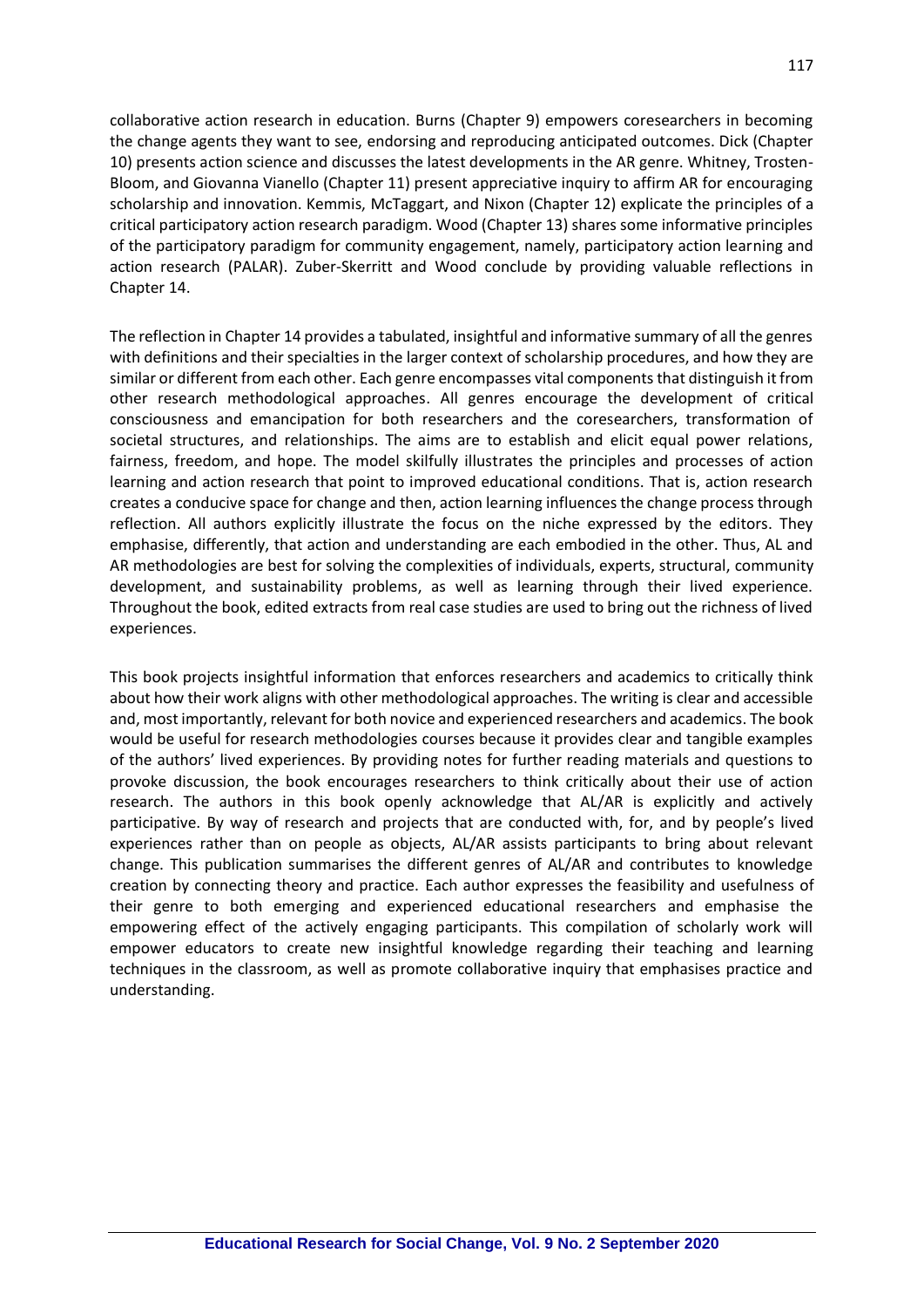collaborative action research in education. Burns (Chapter 9) empowers coresearchers in becoming the change agents they want to see, endorsing and reproducing anticipated outcomes. Dick (Chapter 10) presents action science and discusses the latest developments in the AR genre. Whitney, Trosten-Bloom, and Giovanna Vianello (Chapter 11) present appreciative inquiry to affirm AR for encouraging scholarship and innovation. Kemmis, McTaggart, and Nixon (Chapter 12) explicate the principles of a critical participatory action research paradigm. Wood (Chapter 13) shares some informative principles of the participatory paradigm for community engagement, namely, participatory action learning and action research (PALAR). Zuber-Skerritt and Wood conclude by providing valuable reflections in Chapter 14.

The reflection in Chapter 14 provides a tabulated, insightful and informative summary of all the genres with definitions and their specialties in the larger context of scholarship procedures, and how they are similar or different from each other. Each genre encompasses vital components that distinguish it from other research methodological approaches. All genres encourage the development of critical consciousness and emancipation for both researchers and the coresearchers, transformation of societal structures, and relationships. The aims are to establish and elicit equal power relations, fairness, freedom, and hope. The model skilfully illustrates the principles and processes of action learning and action research that point to improved educational conditions. That is, action research creates a conducive space for change and then, action learning influences the change process through reflection. All authors explicitly illustrate the focus on the niche expressed by the editors. They emphasise, differently, that action and understanding are each embodied in the other. Thus, AL and AR methodologies are best for solving the complexities of individuals, experts, structural, community development, and sustainability problems, as well as learning through their lived experience. Throughout the book, edited extracts from real case studies are used to bring out the richness of lived experiences.

This book projects insightful information that enforces researchers and academics to critically think about how their work aligns with other methodological approaches. The writing is clear and accessible and, most importantly, relevant for both novice and experienced researchers and academics. The book would be useful for research methodologies courses because it provides clear and tangible examples of the authors' lived experiences. By providing notes for further reading materials and questions to provoke discussion, the book encourages researchers to think critically about their use of action research. The authors in this book openly acknowledge that AL/AR is explicitly and actively participative. By way of research and projects that are conducted with, for, and by people's lived experiences rather than on people as objects, AL/AR assists participants to bring about relevant change. This publication summarises the different genres of AL/AR and contributes to knowledge creation by connecting theory and practice. Each author expresses the feasibility and usefulness of their genre to both emerging and experienced educational researchers and emphasise the empowering effect of the actively engaging participants. This compilation of scholarly work will empower educators to create new insightful knowledge regarding their teaching and learning techniques in the classroom, as well as promote collaborative inquiry that emphasises practice and understanding.